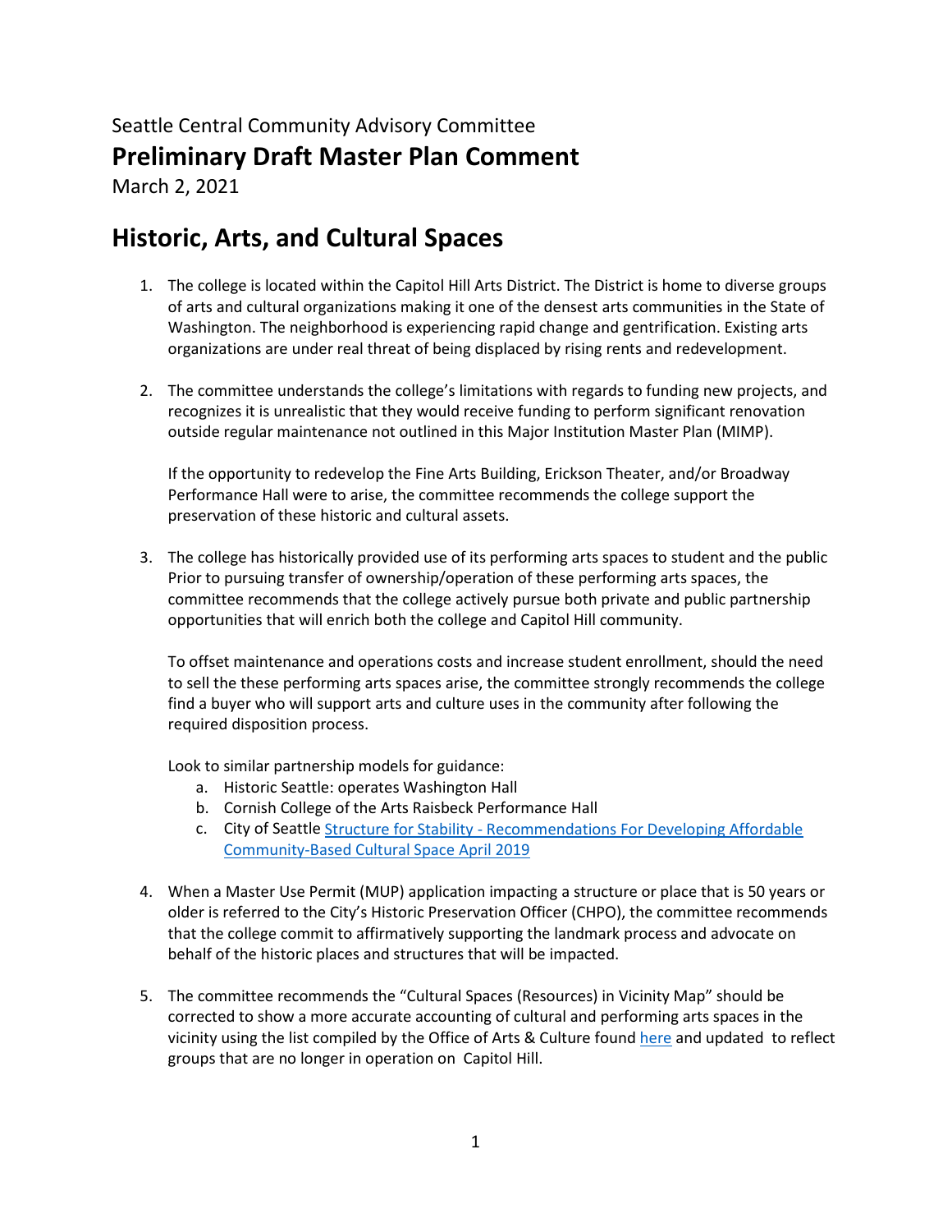Seattle Central Community Advisory Committee

# Preliminary Draft Master Plan Comment

March 2, 2021

## Historic, Arts, and Cultural Spaces

1. The college is located within the Capitol Hill Arts District. The District is home to diverse groups of arts and cultural organizations making it one of the densest arts communities in the State of Washington. The neighborhood is experiencing rapid change and gentrification. Existing arts organizations are under real threat of being displaced by rising rents and redevelopment.

2. The committee understands the college's limitations with regards to funding new projects, and recognizes it is unrealistic that they would receive funding to perform significant renovation outside regular maintenance not outlined in this Major Institution Master Plan (MIMP).

   If the opportunity to redevelop the Fine Arts Building, Erickson Theater, and/or Broadway Performance Hall were to arise, the committee recommends the college support the preservation of these historic and cultural assets.

3. The college has historically provided use of its performing arts spaces to student and the public Prior to pursuing transfer of ownership/operation of these performing arts spaces, the committee recommends that the college actively pursue both private and public partnership opportunities that will enrich both the college and Capitol Hill community.

   To offset maintenance and operations costs and increase student enrollment, should the need to sell the these performing arts spaces arise, the committee strongly recommends the college find a buyer who will support arts and culture uses in the community after following the required disposition process.

   Look to similar partnership models for guidance:
   a. Historic Seattle: operates Washington Hall
   b. Cornish College of the Arts Raisbeck Performance Hall
   c. City of Seattle Structure for Stability - Recommendations For Developing Affordable Community-Based Cultural Space April 2019

4. When a Master Use Permit (MUP) application impacting a structure or place that is 50 years or older is referred to the City's Historic Preservation Officer (CHPO), the committee recommends that the college commit to affirmatively supporting the landmark process and advocate on behalf of the historic places and structures that will be impacted.

5. The committee recommends the "Cultural Spaces (Resources) in Vicinity Map" should be corrected to show a more accurate accounting of cultural and performing arts spaces in the vicinity using the list compiled by the Office of Arts & Culture found here and updated to reflect groups that are no longer in operation on Capitol Hill.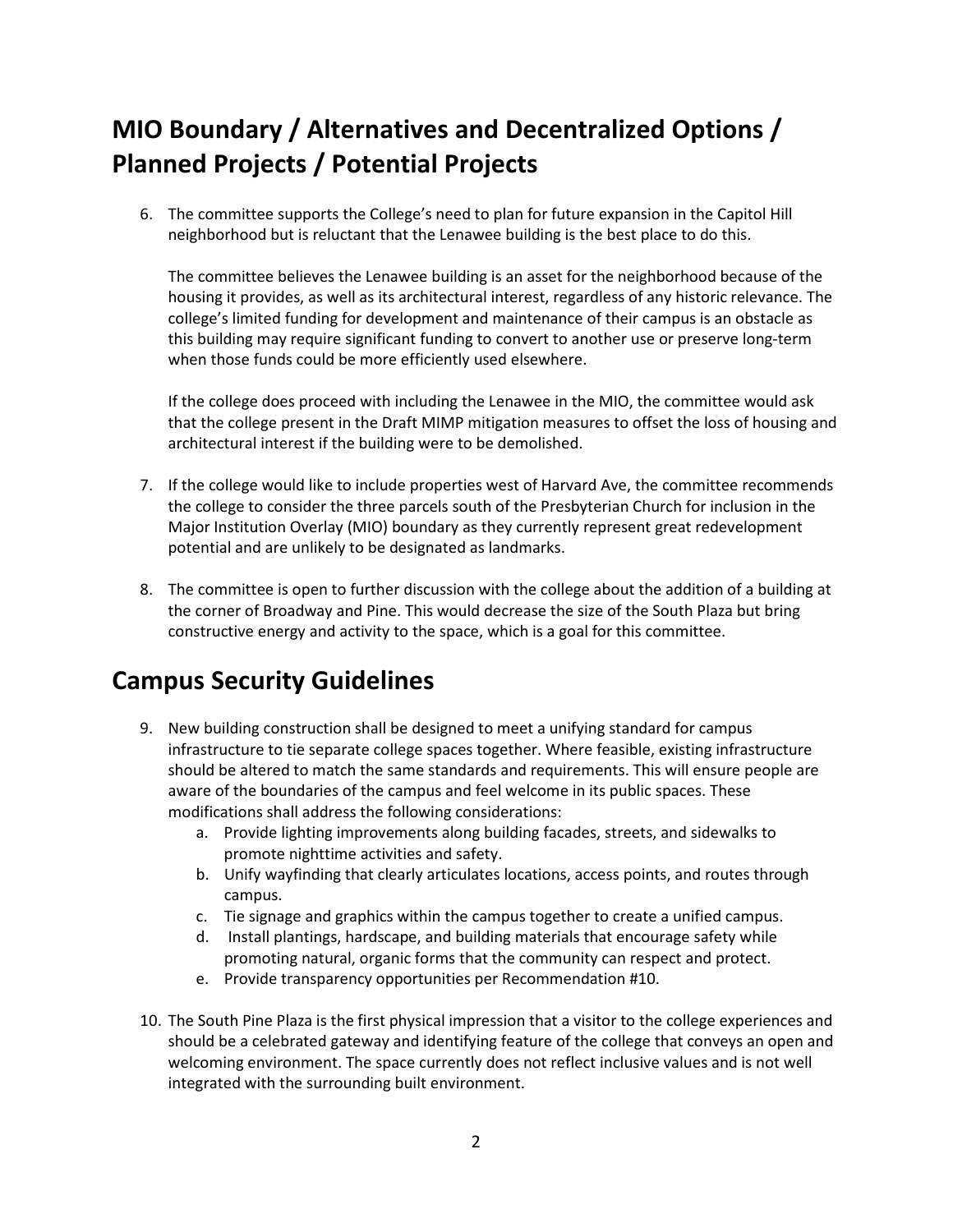## MIO Boundary / Alternatives and Decentralized Options / Planned Projects / Potential Projects

6. The committee supports the College's need to plan for future expansion in the Capitol Hill neighborhood but is reluctant that the Lenawee building is the best place to do this.

   The committee believes the Lenawee building is an asset for the neighborhood because of the housing it provides, as well as its architectural interest, regardless of any historic relevance. The college's limited funding for development and maintenance of their campus is an obstacle as this building may require significant funding to convert to another use or preserve long-term when those funds could be more efficiently used elsewhere.

   If the college does proceed with including the Lenawee in the MIO, the committee would ask that the college present in the Draft MIMP mitigation measures to offset the loss of housing and architectural interest if the building were to be demolished.

7. If the college would like to include properties west of Harvard Ave, the committee recommends the college to consider the three parcels south of the Presbyterian Church for inclusion in the Major Institution Overlay (MIO) boundary as they currently represent great redevelopment potential and are unlikely to be designated as landmarks.

8. The committee is open to further discussion with the college about the addition of a building at the corner of Broadway and Pine. This would decrease the size of the South Plaza but bring constructive energy and activity to the space, which is a goal for this committee.

## Campus Security Guidelines

9. New building construction shall be designed to meet a unifying standard for campus infrastructure to tie separate college spaces together. Where feasible, existing infrastructure should be altered to match the same standards and requirements. This will ensure people are aware of the boundaries of the campus and feel welcome in its public spaces. These modifications shall address the following considerations:
   a. Provide lighting improvements along building facades, streets, and sidewalks to promote nighttime activities and safety.
   b. Unify wayfinding that clearly articulates locations, access points, and routes through campus.
   c. Tie signage and graphics within the campus together to create a unified campus.
   d. Install plantings, hardscape, and building materials that encourage safety while promoting natural, organic forms that the community can respect and protect.
   e. Provide transparency opportunities per Recommendation #10.

10. The South Pine Plaza is the first physical impression that a visitor to the college experiences and should be a celebrated gateway and identifying feature of the college that conveys an open and welcoming environment. The space currently does not reflect inclusive values and is not well integrated with the surrounding built environment.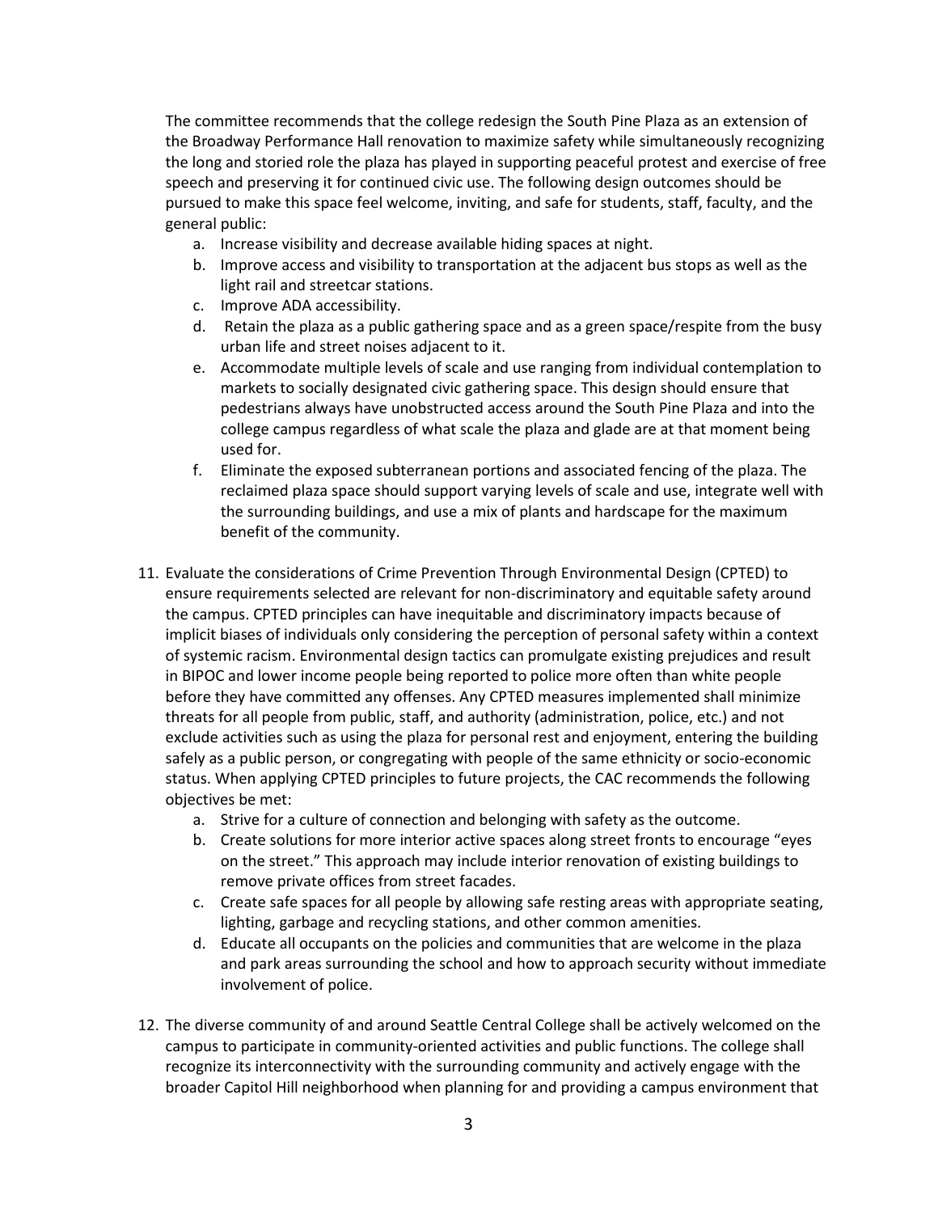The committee recommends that the college redesign the South Pine Plaza as an extension of the Broadway Performance Hall renovation to maximize safety while simultaneously recognizing the long and storied role the plaza has played in supporting peaceful protest and exercise of free speech and preserving it for continued civic use. The following design outcomes should be pursued to make this space feel welcome, inviting, and safe for students, staff, faculty, and the general public:

a. Increase visibility and decrease available hiding spaces at night.
b. Improve access and visibility to transportation at the adjacent bus stops as well as the light rail and streetcar stations.
c. Improve ADA accessibility.
d. Retain the plaza as a public gathering space and as a green space/respite from the busy urban life and street noises adjacent to it.
e. Accommodate multiple levels of scale and use ranging from individual contemplation to markets to socially designated civic gathering space. This design should ensure that pedestrians always have unobstructed access around the South Pine Plaza and into the college campus regardless of what scale the plaza and glade are at that moment being used for.
f. Eliminate the exposed subterranean portions and associated fencing of the plaza. The reclaimed plaza space should support varying levels of scale and use, integrate well with the surrounding buildings, and use a mix of plants and hardscape for the maximum benefit of the community.

11. Evaluate the considerations of Crime Prevention Through Environmental Design (CPTED) to ensure requirements selected are relevant for non-discriminatory and equitable safety around the campus. CPTED principles can have inequitable and discriminatory impacts because of implicit biases of individuals only considering the perception of personal safety within a context of systemic racism. Environmental design tactics can promulgate existing prejudices and result in BIPOC and lower income people being reported to police more often than white people before they have committed any offenses. Any CPTED measures implemented shall minimize threats for all people from public, staff, and authority (administration, police, etc.) and not exclude activities such as using the plaza for personal rest and enjoyment, entering the building safely as a public person, or congregating with people of the same ethnicity or socio-economic status. When applying CPTED principles to future projects, the CAC recommends the following objectives be met:
    a. Strive for a culture of connection and belonging with safety as the outcome.
    b. Create solutions for more interior active spaces along street fronts to encourage "eyes on the street." This approach may include interior renovation of existing buildings to remove private offices from street facades.
    c. Create safe spaces for all people by allowing safe resting areas with appropriate seating, lighting, garbage and recycling stations, and other common amenities.
    d. Educate all occupants on the policies and communities that are welcome in the plaza and park areas surrounding the school and how to approach security without immediate involvement of police.

12. The diverse community of and around Seattle Central College shall be actively welcomed on the campus to participate in community-oriented activities and public functions. The college shall recognize its interconnectivity with the surrounding community and actively engage with the broader Capitol Hill neighborhood when planning for and providing a campus environment that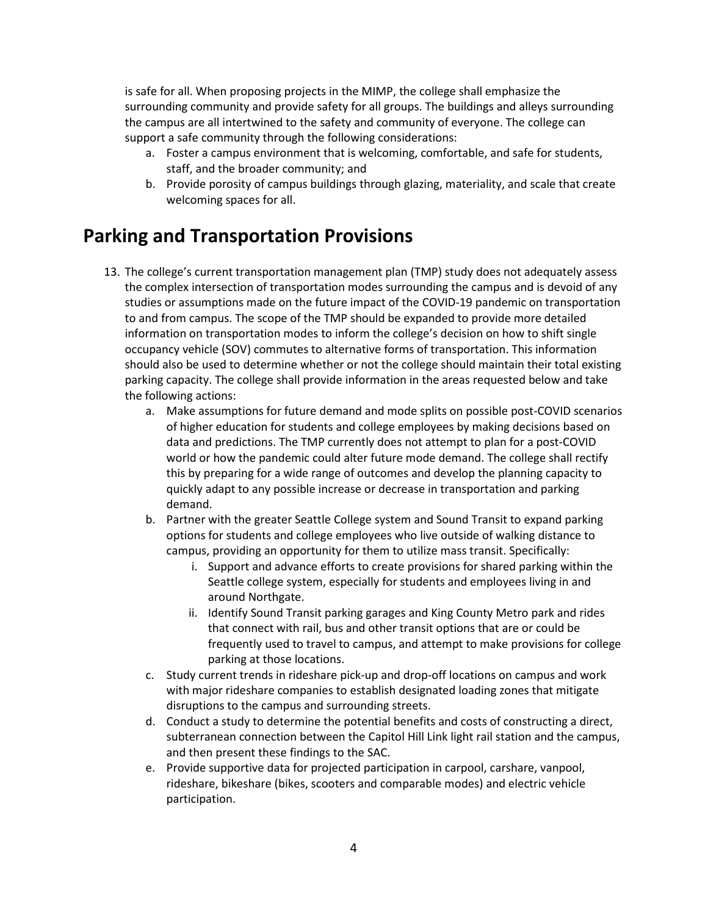is safe for all. When proposing projects in the MIMP, the college shall emphasize the surrounding community and provide safety for all groups. The buildings and alleys surrounding the campus are all intertwined to the safety and community of everyone. The college can support a safe community through the following considerations:

a. Foster a campus environment that is welcoming, comfortable, and safe for students, staff, and the broader community; and
b. Provide porosity of campus buildings through glazing, materiality, and scale that create welcoming spaces for all.

## Parking and Transportation Provisions

13. The college's current transportation management plan (TMP) study does not adequately assess the complex intersection of transportation modes surrounding the campus and is devoid of any studies or assumptions made on the future impact of the COVID-19 pandemic on transportation to and from campus. The scope of the TMP should be expanded to provide more detailed information on transportation modes to inform the college's decision on how to shift single occupancy vehicle (SOV) commutes to alternative forms of transportation. This information should also be used to determine whether or not the college should maintain their total existing parking capacity. The college shall provide information in the areas requested below and take the following actions:
    a. Make assumptions for future demand and mode splits on possible post-COVID scenarios of higher education for students and college employees by making decisions based on data and predictions. The TMP currently does not attempt to plan for a post-COVID world or how the pandemic could alter future mode demand. The college shall rectify this by preparing for a wide range of outcomes and develop the planning capacity to quickly adapt to any possible increase or decrease in transportation and parking demand.
    b. Partner with the greater Seattle College system and Sound Transit to expand parking options for students and college employees who live outside of walking distance to campus, providing an opportunity for them to utilize mass transit. Specifically:
        i. Support and advance efforts to create provisions for shared parking within the Seattle college system, especially for students and employees living in and around Northgate.
        ii. Identify Sound Transit parking garages and King County Metro park and rides that connect with rail, bus and other transit options that are or could be frequently used to travel to campus, and attempt to make provisions for college parking at those locations.
    c. Study current trends in rideshare pick-up and drop-off locations on campus and work with major rideshare companies to establish designated loading zones that mitigate disruptions to the campus and surrounding streets.
    d. Conduct a study to determine the potential benefits and costs of constructing a direct, subterranean connection between the Capitol Hill Link light rail station and the campus, and then present these findings to the SAC.
    e. Provide supportive data for projected participation in carpool, carshare, vanpool, rideshare, bikeshare (bikes, scooters and comparable modes) and electric vehicle participation.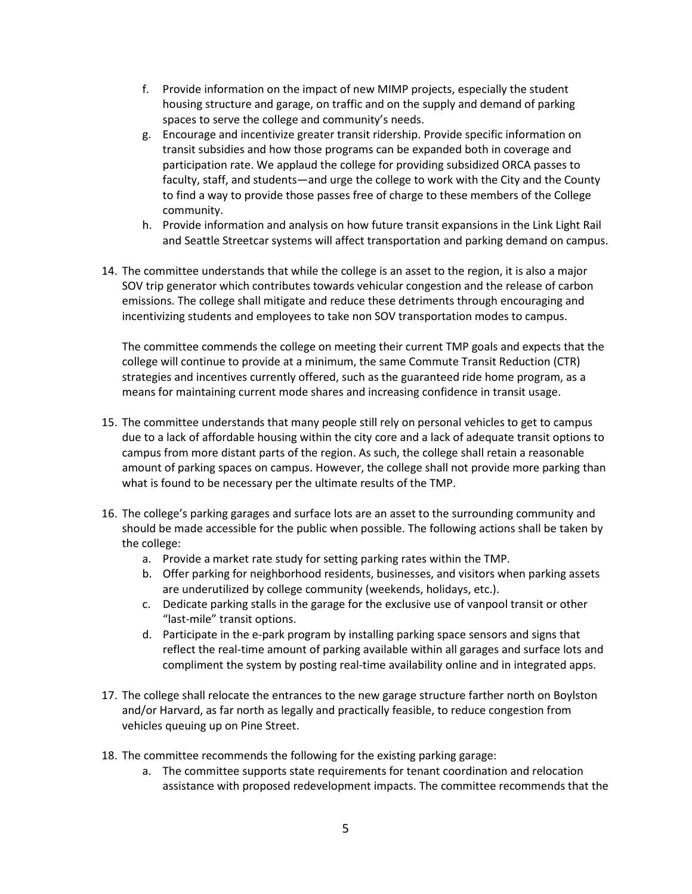f. Provide information on the impact of new MIMP projects, especially the student housing structure and garage, on traffic and on the supply and demand of parking spaces to serve the college and community's needs.
g. Encourage and incentivize greater transit ridership. Provide specific information on transit subsidies and how those programs can be expanded both in coverage and participation rate. We applaud the college for providing subsidized ORCA passes to faculty, staff, and students—and urge the college to work with the City and the County to find a way to provide those passes free of charge to these members of the College community.
h. Provide information and analysis on how future transit expansions in the Link Light Rail and Seattle Streetcar systems will affect transportation and parking demand on campus.

14. The committee understands that while the college is an asset to the region, it is also a major SOV trip generator which contributes towards vehicular congestion and the release of carbon emissions. The college shall mitigate and reduce these detriments through encouraging and incentivizing students and employees to take non SOV transportation modes to campus.

    The committee commends the college on meeting their current TMP goals and expects that the college will continue to provide at a minimum, the same Commute Transit Reduction (CTR) strategies and incentives currently offered, such as the guaranteed ride home program, as a means for maintaining current mode shares and increasing confidence in transit usage.

15. The committee understands that many people still rely on personal vehicles to get to campus due to a lack of affordable housing within the city core and a lack of adequate transit options to campus from more distant parts of the region. As such, the college shall retain a reasonable amount of parking spaces on campus. However, the college shall not provide more parking than what is found to be necessary per the ultimate results of the TMP.

16. The college's parking garages and surface lots are an asset to the surrounding community and should be made accessible for the public when possible. The following actions shall be taken by the college:
    a. Provide a market rate study for setting parking rates within the TMP.
    b. Offer parking for neighborhood residents, businesses, and visitors when parking assets are underutilized by college community (weekends, holidays, etc.).
    c. Dedicate parking stalls in the garage for the exclusive use of vanpool transit or other "last-mile" transit options.
    d. Participate in the e-park program by installing parking space sensors and signs that reflect the real-time amount of parking available within all garages and surface lots and compliment the system by posting real-time availability online and in integrated apps.

17. The college shall relocate the entrances to the new garage structure farther north on Boylston and/or Harvard, as far north as legally and practically feasible, to reduce congestion from vehicles queuing up on Pine Street.

18. The committee recommends the following for the existing parking garage:
    a. The committee supports state requirements for tenant coordination and relocation assistance with proposed redevelopment impacts. The committee recommends that the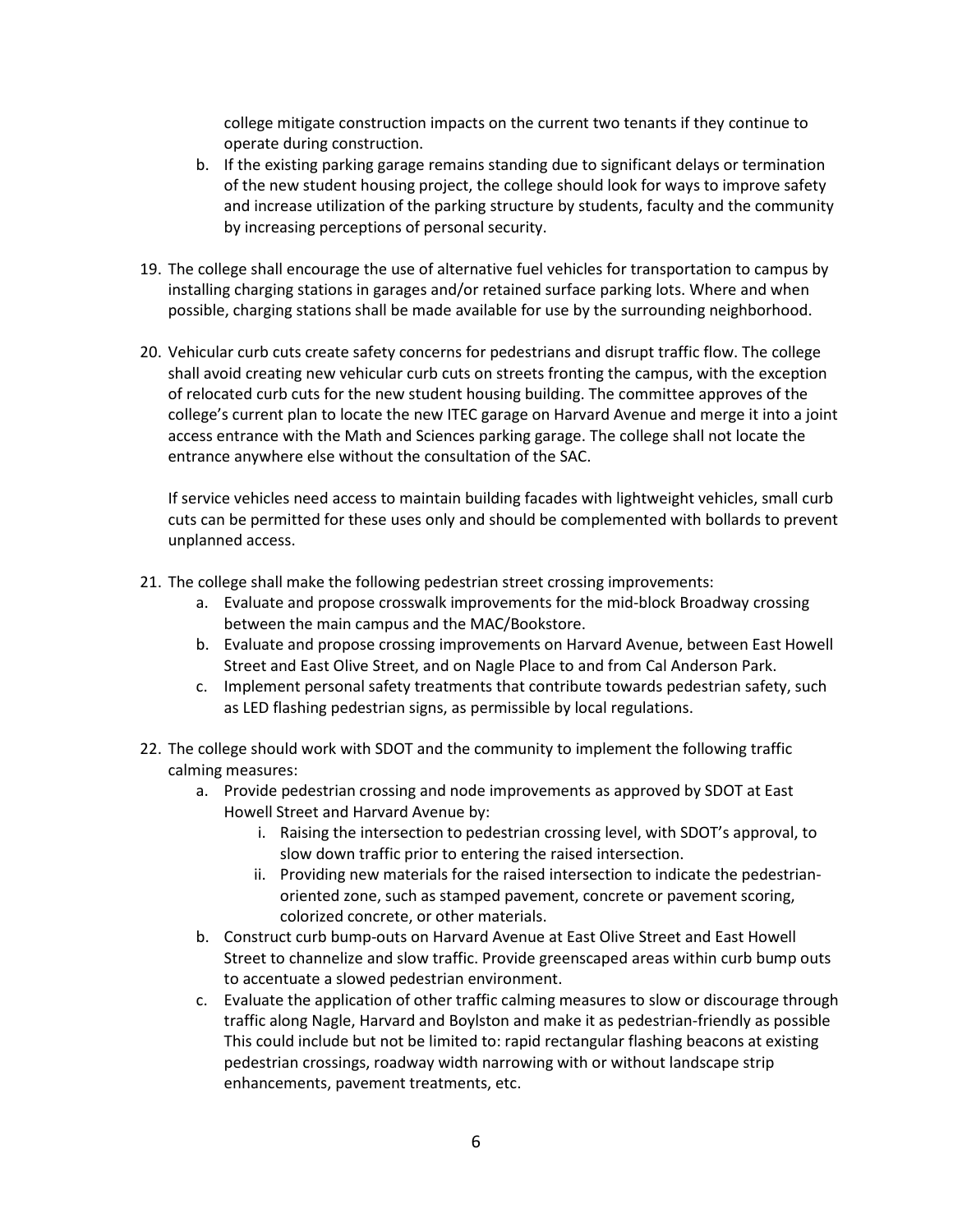college mitigate construction impacts on the current two tenants if they continue to operate during construction.

   b. If the existing parking garage remains standing due to significant delays or termination of the new student housing project, the college should look for ways to improve safety and increase utilization of the parking structure by students, faculty and the community by increasing perceptions of personal security.

19. The college shall encourage the use of alternative fuel vehicles for transportation to campus by installing charging stations in garages and/or retained surface parking lots. Where and when possible, charging stations shall be made available for use by the surrounding neighborhood.

20. Vehicular curb cuts create safety concerns for pedestrians and disrupt traffic flow. The college shall avoid creating new vehicular curb cuts on streets fronting the campus, with the exception of relocated curb cuts for the new student housing building. The committee approves of the college's current plan to locate the new ITEC garage on Harvard Avenue and merge it into a joint access entrance with the Math and Sciences parking garage. The college shall not locate the entrance anywhere else without the consultation of the SAC.

    If service vehicles need access to maintain building facades with lightweight vehicles, small curb cuts can be permitted for these uses only and should be complemented with bollards to prevent unplanned access.

21. The college shall make the following pedestrian street crossing improvements:
    a. Evaluate and propose crosswalk improvements for the mid-block Broadway crossing between the main campus and the MAC/Bookstore.
    b. Evaluate and propose crossing improvements on Harvard Avenue, between East Howell Street and East Olive Street, and on Nagle Place to and from Cal Anderson Park.
    c. Implement personal safety treatments that contribute towards pedestrian safety, such as LED flashing pedestrian signs, as permissible by local regulations.

22. The college should work with SDOT and the community to implement the following traffic calming measures:
    a. Provide pedestrian crossing and node improvements as approved by SDOT at East Howell Street and Harvard Avenue by:
        i. Raising the intersection to pedestrian crossing level, with SDOT's approval, to slow down traffic prior to entering the raised intersection.
        ii. Providing new materials for the raised intersection to indicate the pedestrian-oriented zone, such as stamped pavement, concrete or pavement scoring, colorized concrete, or other materials.
    b. Construct curb bump-outs on Harvard Avenue at East Olive Street and East Howell Street to channelize and slow traffic. Provide greenscaped areas within curb bump outs to accentuate a slowed pedestrian environment.
    c. Evaluate the application of other traffic calming measures to slow or discourage through traffic along Nagle, Harvard and Boylston and make it as pedestrian-friendly as possible This could include but not be limited to: rapid rectangular flashing beacons at existing pedestrian crossings, roadway width narrowing with or without landscape strip enhancements, pavement treatments, etc.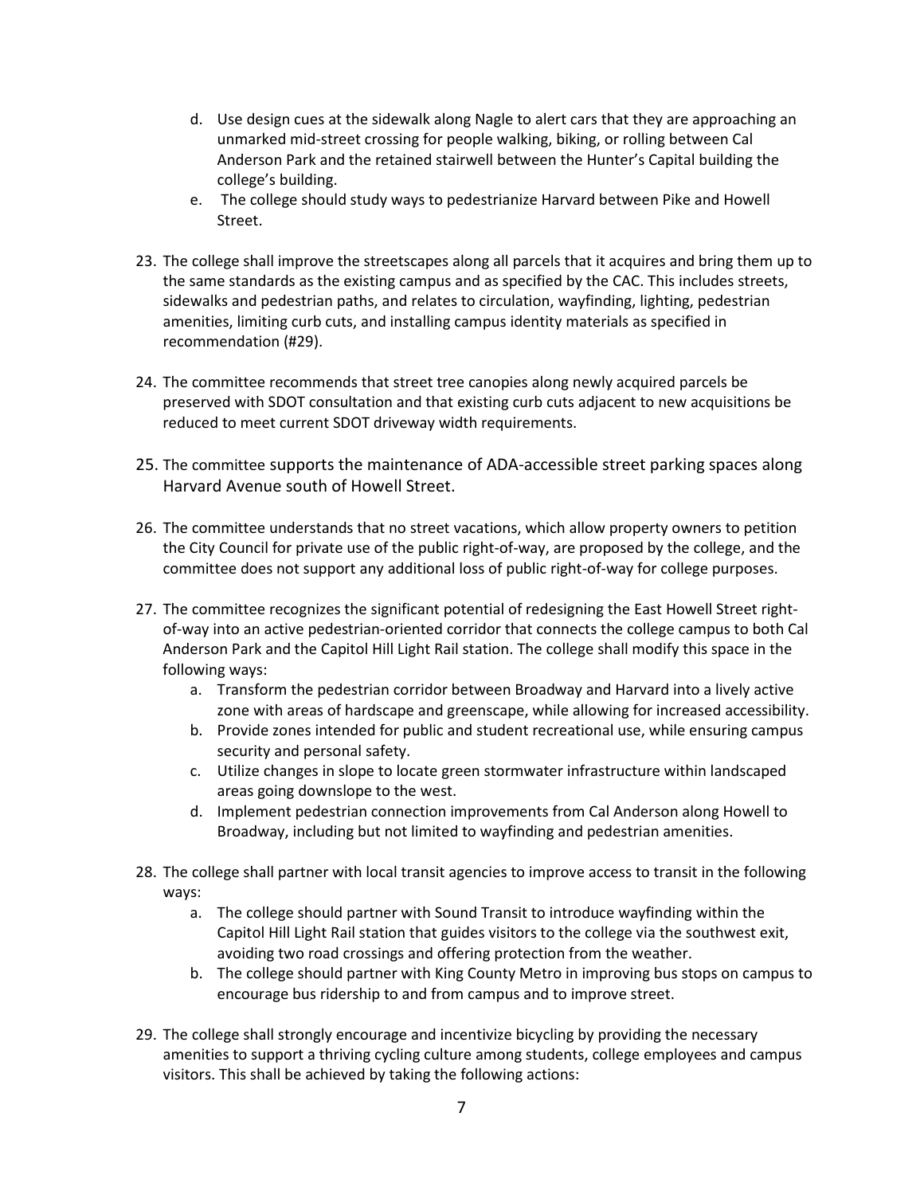d. Use design cues at the sidewalk along Nagle to alert cars that they are approaching an unmarked mid-street crossing for people walking, biking, or rolling between Cal Anderson Park and the retained stairwell between the Hunter's Capital building the college's building.
   e. The college should study ways to pedestrianize Harvard between Pike and Howell Street.

23. The college shall improve the streetscapes along all parcels that it acquires and bring them up to the same standards as the existing campus and as specified by the CAC. This includes streets, sidewalks and pedestrian paths, and relates to circulation, wayfinding, lighting, pedestrian amenities, limiting curb cuts, and installing campus identity materials as specified in recommendation (#29).

24. The committee recommends that street tree canopies along newly acquired parcels be preserved with SDOT consultation and that existing curb cuts adjacent to new acquisitions be reduced to meet current SDOT driveway width requirements.

25. The committee supports the maintenance of ADA-accessible street parking spaces along Harvard Avenue south of Howell Street.

26. The committee understands that no street vacations, which allow property owners to petition the City Council for private use of the public right-of-way, are proposed by the college, and the committee does not support any additional loss of public right-of-way for college purposes.

27. The committee recognizes the significant potential of redesigning the East Howell Street right-of-way into an active pedestrian-oriented corridor that connects the college campus to both Cal Anderson Park and the Capitol Hill Light Rail station. The college shall modify this space in the following ways:
   a. Transform the pedestrian corridor between Broadway and Harvard into a lively active zone with areas of hardscape and greenscape, while allowing for increased accessibility.
   b. Provide zones intended for public and student recreational use, while ensuring campus security and personal safety.
   c. Utilize changes in slope to locate green stormwater infrastructure within landscaped areas going downslope to the west.
   d. Implement pedestrian connection improvements from Cal Anderson along Howell to Broadway, including but not limited to wayfinding and pedestrian amenities.

28. The college shall partner with local transit agencies to improve access to transit in the following ways:
   a. The college should partner with Sound Transit to introduce wayfinding within the Capitol Hill Light Rail station that guides visitors to the college via the southwest exit, avoiding two road crossings and offering protection from the weather.
   b. The college should partner with King County Metro in improving bus stops on campus to encourage bus ridership to and from campus and to improve street.

29. The college shall strongly encourage and incentivize bicycling by providing the necessary amenities to support a thriving cycling culture among students, college employees and campus visitors. This shall be achieved by taking the following actions: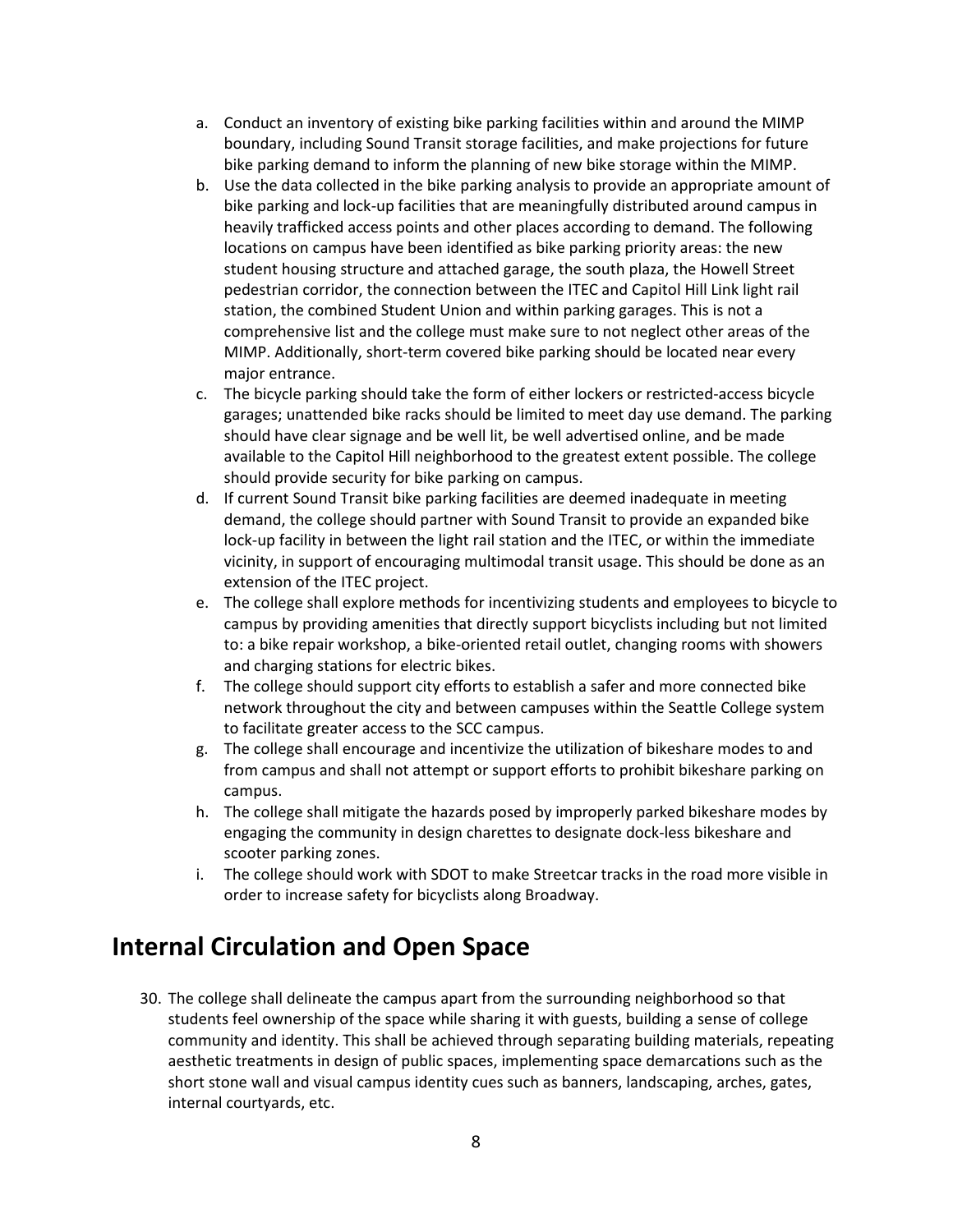a. Conduct an inventory of existing bike parking facilities within and around the MIMP boundary, including Sound Transit storage facilities, and make projections for future bike parking demand to inform the planning of new bike storage within the MIMP.
b. Use the data collected in the bike parking analysis to provide an appropriate amount of bike parking and lock-up facilities that are meaningfully distributed around campus in heavily trafficked access points and other places according to demand. The following locations on campus have been identified as bike parking priority areas: the new student housing structure and attached garage, the south plaza, the Howell Street pedestrian corridor, the connection between the ITEC and Capitol Hill Link light rail station, the combined Student Union and within parking garages. This is not a comprehensive list and the college must make sure to not neglect other areas of the MIMP. Additionally, short-term covered bike parking should be located near every major entrance.
c. The bicycle parking should take the form of either lockers or restricted-access bicycle garages; unattended bike racks should be limited to meet day use demand. The parking should have clear signage and be well lit, be well advertised online, and be made available to the Capitol Hill neighborhood to the greatest extent possible. The college should provide security for bike parking on campus.
d. If current Sound Transit bike parking facilities are deemed inadequate in meeting demand, the college should partner with Sound Transit to provide an expanded bike lock-up facility in between the light rail station and the ITEC, or within the immediate vicinity, in support of encouraging multimodal transit usage. This should be done as an extension of the ITEC project.
e. The college shall explore methods for incentivizing students and employees to bicycle to campus by providing amenities that directly support bicyclists including but not limited to: a bike repair workshop, a bike-oriented retail outlet, changing rooms with showers and charging stations for electric bikes.
f. The college should support city efforts to establish a safer and more connected bike network throughout the city and between campuses within the Seattle College system to facilitate greater access to the SCC campus.
g. The college shall encourage and incentivize the utilization of bikeshare modes to and from campus and shall not attempt or support efforts to prohibit bikeshare parking on campus.
h. The college shall mitigate the hazards posed by improperly parked bikeshare modes by engaging the community in design charettes to designate dock-less bikeshare and scooter parking zones.
i. The college should work with SDOT to make Streetcar tracks in the road more visible in order to increase safety for bicyclists along Broadway.

## Internal Circulation and Open Space

30. The college shall delineate the campus apart from the surrounding neighborhood so that students feel ownership of the space while sharing it with guests, building a sense of college community and identity. This shall be achieved through separating building materials, repeating aesthetic treatments in design of public spaces, implementing space demarcations such as the short stone wall and visual campus identity cues such as banners, landscaping, arches, gates, internal courtyards, etc.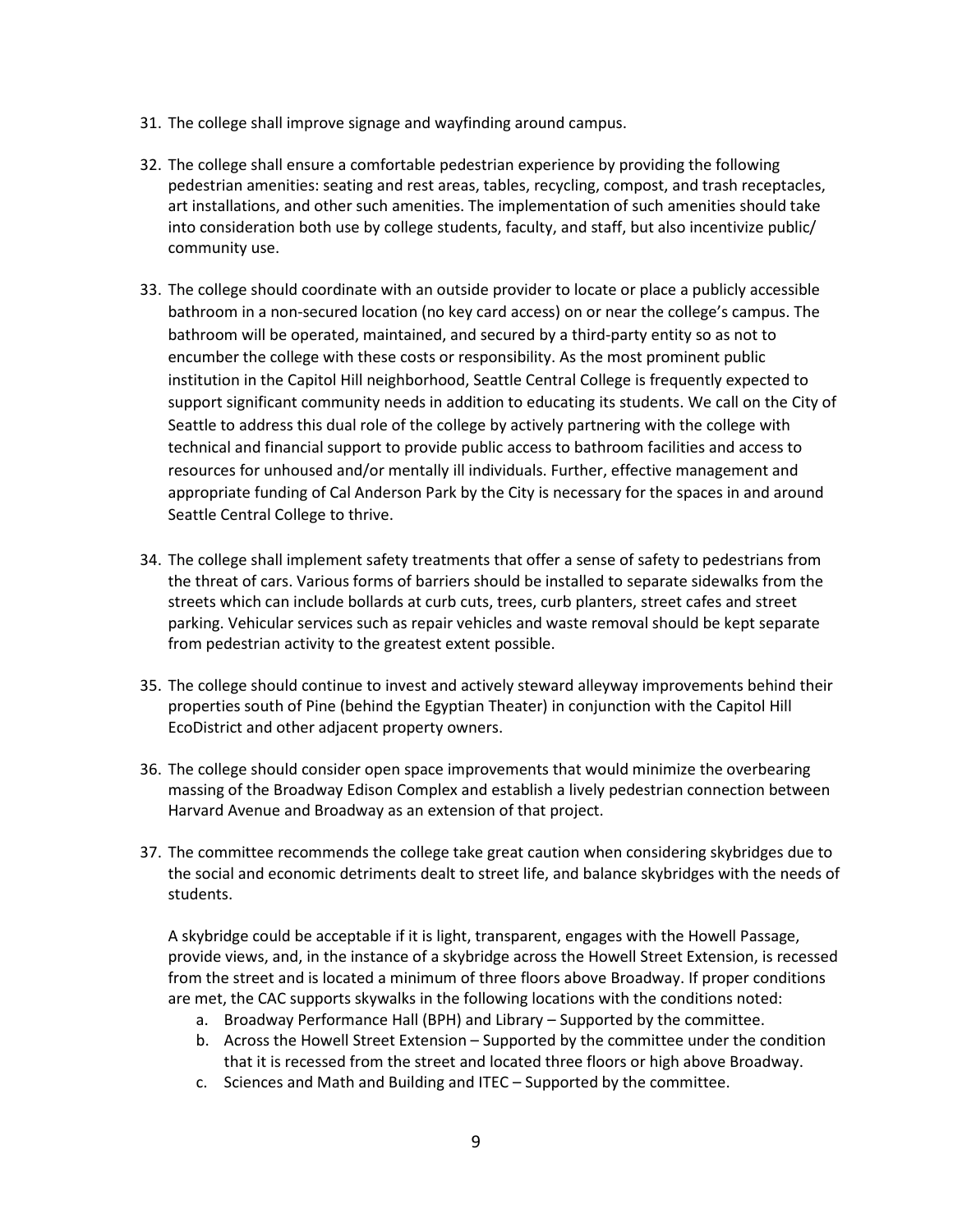31. The college shall improve signage and wayfinding around campus.

32. The college shall ensure a comfortable pedestrian experience by providing the following pedestrian amenities: seating and rest areas, tables, recycling, compost, and trash receptacles, art installations, and other such amenities. The implementation of such amenities should take into consideration both use by college students, faculty, and staff, but also incentivize public/ community use.

33. The college should coordinate with an outside provider to locate or place a publicly accessible bathroom in a non-secured location (no key card access) on or near the college's campus. The bathroom will be operated, maintained, and secured by a third-party entity so as not to encumber the college with these costs or responsibility. As the most prominent public institution in the Capitol Hill neighborhood, Seattle Central College is frequently expected to support significant community needs in addition to educating its students. We call on the City of Seattle to address this dual role of the college by actively partnering with the college with technical and financial support to provide public access to bathroom facilities and access to resources for unhoused and/or mentally ill individuals. Further, effective management and appropriate funding of Cal Anderson Park by the City is necessary for the spaces in and around Seattle Central College to thrive.

34. The college shall implement safety treatments that offer a sense of safety to pedestrians from the threat of cars. Various forms of barriers should be installed to separate sidewalks from the streets which can include bollards at curb cuts, trees, curb planters, street cafes and street parking. Vehicular services such as repair vehicles and waste removal should be kept separate from pedestrian activity to the greatest extent possible.

35. The college should continue to invest and actively steward alleyway improvements behind their properties south of Pine (behind the Egyptian Theater) in conjunction with the Capitol Hill EcoDistrict and other adjacent property owners.

36. The college should consider open space improvements that would minimize the overbearing massing of the Broadway Edison Complex and establish a lively pedestrian connection between Harvard Avenue and Broadway as an extension of that project.

37. The committee recommends the college take great caution when considering skybridges due to the social and economic detriments dealt to street life, and balance skybridges with the needs of students.

    A skybridge could be acceptable if it is light, transparent, engages with the Howell Passage, provide views, and, in the instance of a skybridge across the Howell Street Extension, is recessed from the street and is located a minimum of three floors above Broadway. If proper conditions are met, the CAC supports skywalks in the following locations with the conditions noted:

    a. Broadway Performance Hall (BPH) and Library – Supported by the committee.
    b. Across the Howell Street Extension – Supported by the committee under the condition that it is recessed from the street and located three floors or high above Broadway.
    c. Sciences and Math and Building and ITEC – Supported by the committee.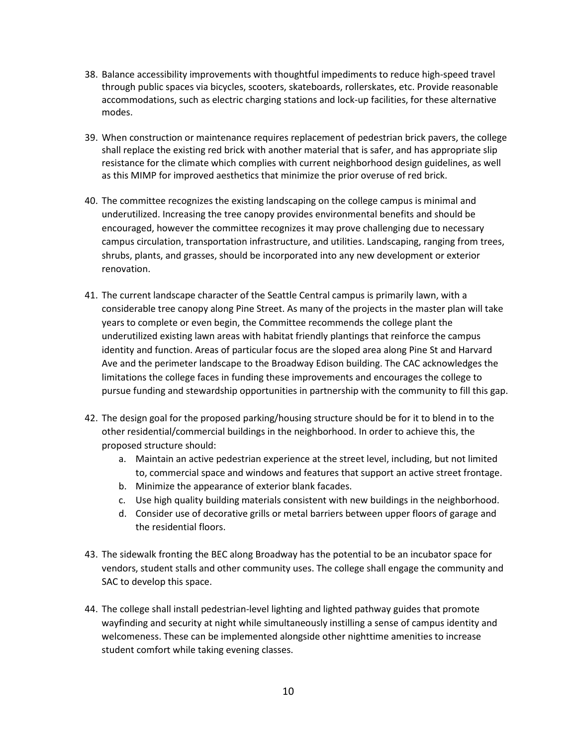38. Balance accessibility improvements with thoughtful impediments to reduce high-speed travel through public spaces via bicycles, scooters, skateboards, rollerskates, etc. Provide reasonable accommodations, such as electric charging stations and lock-up facilities, for these alternative modes.

39. When construction or maintenance requires replacement of pedestrian brick pavers, the college shall replace the existing red brick with another material that is safer, and has appropriate slip resistance for the climate which complies with current neighborhood design guidelines, as well as this MIMP for improved aesthetics that minimize the prior overuse of red brick.

40. The committee recognizes the existing landscaping on the college campus is minimal and underutilized. Increasing the tree canopy provides environmental benefits and should be encouraged, however the committee recognizes it may prove challenging due to necessary campus circulation, transportation infrastructure, and utilities. Landscaping, ranging from trees, shrubs, plants, and grasses, should be incorporated into any new development or exterior renovation.

41. The current landscape character of the Seattle Central campus is primarily lawn, with a considerable tree canopy along Pine Street. As many of the projects in the master plan will take years to complete or even begin, the Committee recommends the college plant the underutilized existing lawn areas with habitat friendly plantings that reinforce the campus identity and function. Areas of particular focus are the sloped area along Pine St and Harvard Ave and the perimeter landscape to the Broadway Edison building. The CAC acknowledges the limitations the college faces in funding these improvements and encourages the college to pursue funding and stewardship opportunities in partnership with the community to fill this gap.

42. The design goal for the proposed parking/housing structure should be for it to blend in to the other residential/commercial buildings in the neighborhood. In order to achieve this, the proposed structure should:
    a. Maintain an active pedestrian experience at the street level, including, but not limited to, commercial space and windows and features that support an active street frontage.
    b. Minimize the appearance of exterior blank facades.
    c. Use high quality building materials consistent with new buildings in the neighborhood.
    d. Consider use of decorative grills or metal barriers between upper floors of garage and the residential floors.

43. The sidewalk fronting the BEC along Broadway has the potential to be an incubator space for vendors, student stalls and other community uses. The college shall engage the community and SAC to develop this space.

44. The college shall install pedestrian-level lighting and lighted pathway guides that promote wayfinding and security at night while simultaneously instilling a sense of campus identity and welcomeness. These can be implemented alongside other nighttime amenities to increase student comfort while taking evening classes.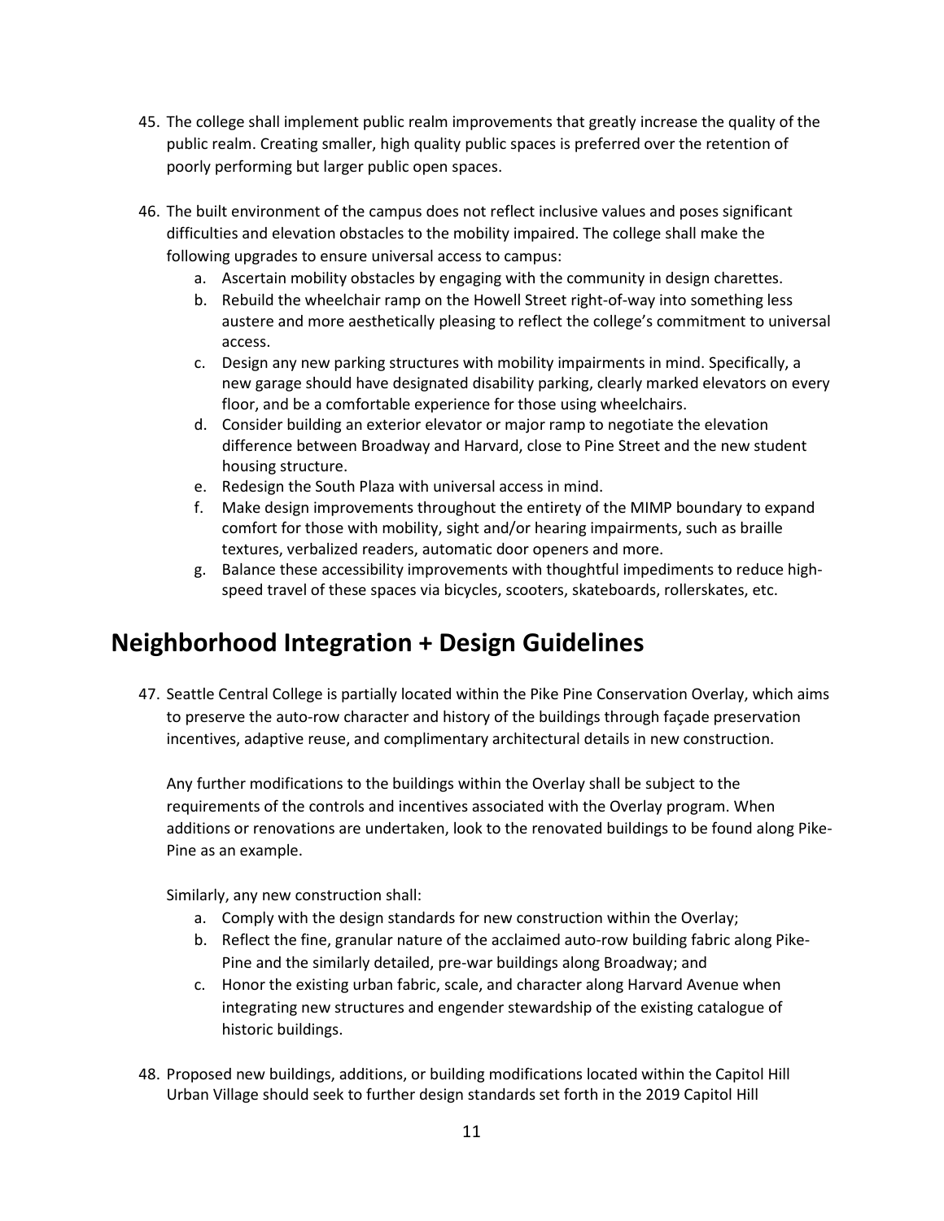45. The college shall implement public realm improvements that greatly increase the quality of the public realm. Creating smaller, high quality public spaces is preferred over the retention of poorly performing but larger public open spaces.

46. The built environment of the campus does not reflect inclusive values and poses significant difficulties and elevation obstacles to the mobility impaired. The college shall make the following upgrades to ensure universal access to campus:
    a. Ascertain mobility obstacles by engaging with the community in design charettes.
    b. Rebuild the wheelchair ramp on the Howell Street right-of-way into something less austere and more aesthetically pleasing to reflect the college's commitment to universal access.
    c. Design any new parking structures with mobility impairments in mind. Specifically, a new garage should have designated disability parking, clearly marked elevators on every floor, and be a comfortable experience for those using wheelchairs.
    d. Consider building an exterior elevator or major ramp to negotiate the elevation difference between Broadway and Harvard, close to Pine Street and the new student housing structure.
    e. Redesign the South Plaza with universal access in mind.
    f. Make design improvements throughout the entirety of the MIMP boundary to expand comfort for those with mobility, sight and/or hearing impairments, such as braille textures, verbalized readers, automatic door openers and more.
    g. Balance these accessibility improvements with thoughtful impediments to reduce high-speed travel of these spaces via bicycles, scooters, skateboards, rollerskates, etc.

## Neighborhood Integration + Design Guidelines

47. Seattle Central College is partially located within the Pike Pine Conservation Overlay, which aims to preserve the auto-row character and history of the buildings through façade preservation incentives, adaptive reuse, and complimentary architectural details in new construction.

    Any further modifications to the buildings within the Overlay shall be subject to the requirements of the controls and incentives associated with the Overlay program. When additions or renovations are undertaken, look to the renovated buildings to be found along Pike-Pine as an example.

    Similarly, any new construction shall:
    a. Comply with the design standards for new construction within the Overlay;
    b. Reflect the fine, granular nature of the acclaimed auto-row building fabric along Pike-Pine and the similarly detailed, pre-war buildings along Broadway; and
    c. Honor the existing urban fabric, scale, and character along Harvard Avenue when integrating new structures and engender stewardship of the existing catalogue of historic buildings.

48. Proposed new buildings, additions, or building modifications located within the Capitol Hill Urban Village should seek to further design standards set forth in the 2019 Capitol Hill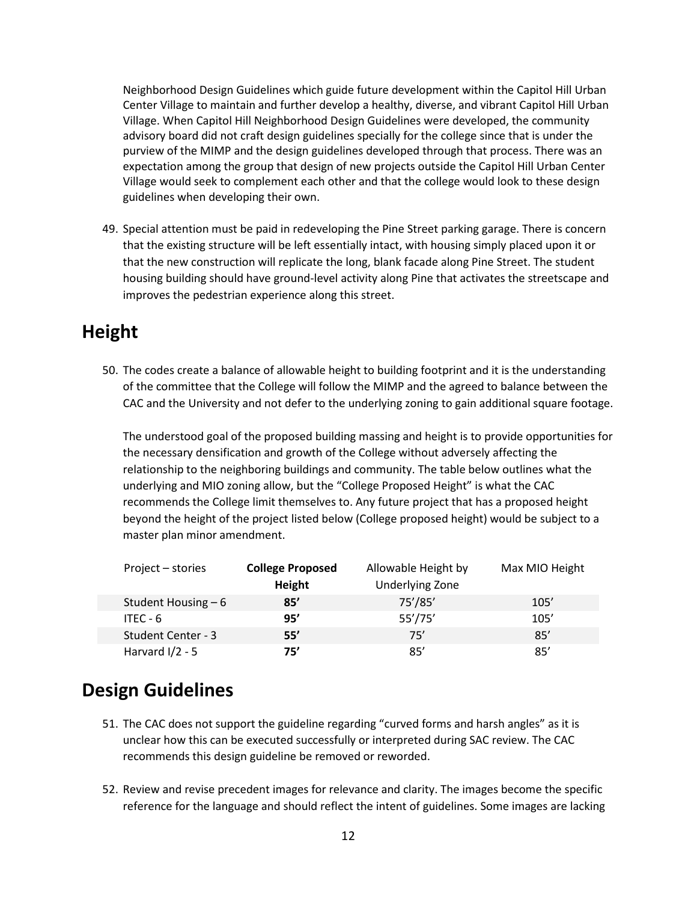Neighborhood Design Guidelines which guide future development within the Capitol Hill Urban Center Village to maintain and further develop a healthy, diverse, and vibrant Capitol Hill Urban Village. When Capitol Hill Neighborhood Design Guidelines were developed, the community advisory board did not craft design guidelines specially for the college since that is under the purview of the MIMP and the design guidelines developed through that process. There was an expectation among the group that design of new projects outside the Capitol Hill Urban Center Village would seek to complement each other and that the college would look to these design guidelines when developing their own.

49. Special attention must be paid in redeveloping the Pine Street parking garage. There is concern that the existing structure will be left essentially intact, with housing simply placed upon it or that the new construction will replicate the long, blank facade along Pine Street. The student housing building should have ground-level activity along Pine that activates the streetscape and improves the pedestrian experience along this street.

## Height

50. The codes create a balance of allowable height to building footprint and it is the understanding of the committee that the College will follow the MIMP and the agreed to balance between the CAC and the University and not defer to the underlying zoning to gain additional square footage.

    The understood goal of the proposed building massing and height is to provide opportunities for the necessary densification and growth of the College without adversely affecting the relationship to the neighboring buildings and community. The table below outlines what the underlying and MIO zoning allow, but the "College Proposed Height" is what the CAC recommends the College limit themselves to. Any future project that has a proposed height beyond the height of the project listed below (College proposed height) would be subject to a master plan minor amendment.

| Project – stories | **College Proposed Height** | Allowable Height by Underlying Zone | Max MIO Height |
|---|---|---|---|
| Student Housing – 6 | **85'** | 75'/85' | 105' |
| ITEC - 6 | **95'** | 55'/75' | 105' |
| Student Center - 3 | **55'** | 75' | 85' |
| Harvard I/2 - 5 | **75'** | 85' | 85' |

## Design Guidelines

51. The CAC does not support the guideline regarding "curved forms and harsh angles" as it is unclear how this can be executed successfully or interpreted during SAC review. The CAC recommends this design guideline be removed or reworded.

52. Review and revise precedent images for relevance and clarity. The images become the specific reference for the language and should reflect the intent of guidelines. Some images are lacking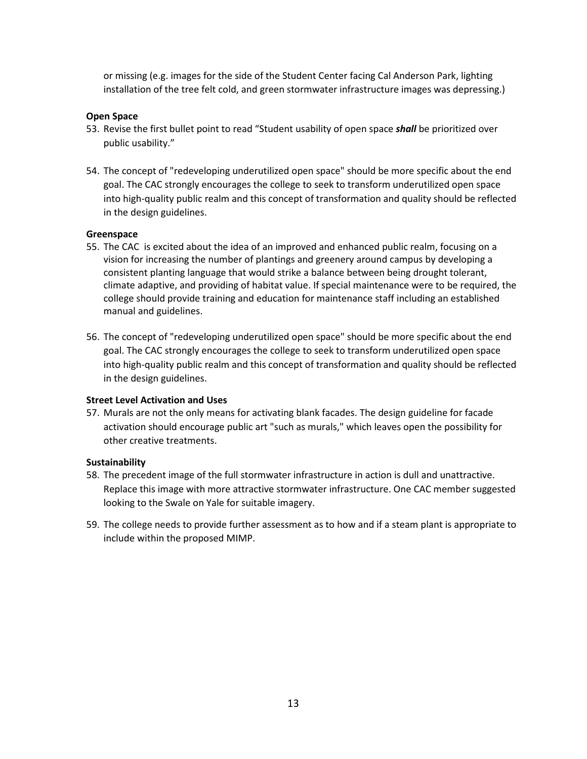or missing (e.g. images for the side of the Student Center facing Cal Anderson Park, lighting installation of the tree felt cold, and green stormwater infrastructure images was depressing.)

**Open Space**

53. Revise the first bullet point to read "Student usability of open space ***shall*** be prioritized over public usability."

54. The concept of "redeveloping underutilized open space" should be more specific about the end goal. The CAC strongly encourages the college to seek to transform underutilized open space into high-quality public realm and this concept of transformation and quality should be reflected in the design guidelines.

**Greenspace**

55. The CAC is excited about the idea of an improved and enhanced public realm, focusing on a vision for increasing the number of plantings and greenery around campus by developing a consistent planting language that would strike a balance between being drought tolerant, climate adaptive, and providing of habitat value. If special maintenance were to be required, the college should provide training and education for maintenance staff including an established manual and guidelines.

56. The concept of "redeveloping underutilized open space" should be more specific about the end goal. The CAC strongly encourages the college to seek to transform underutilized open space into high-quality public realm and this concept of transformation and quality should be reflected in the design guidelines.

**Street Level Activation and Uses**

57. Murals are not the only means for activating blank facades. The design guideline for facade activation should encourage public art "such as murals," which leaves open the possibility for other creative treatments.

**Sustainability**

58. The precedent image of the full stormwater infrastructure in action is dull and unattractive. Replace this image with more attractive stormwater infrastructure. One CAC member suggested looking to the Swale on Yale for suitable imagery.

59. The college needs to provide further assessment as to how and if a steam plant is appropriate to include within the proposed MIMP.